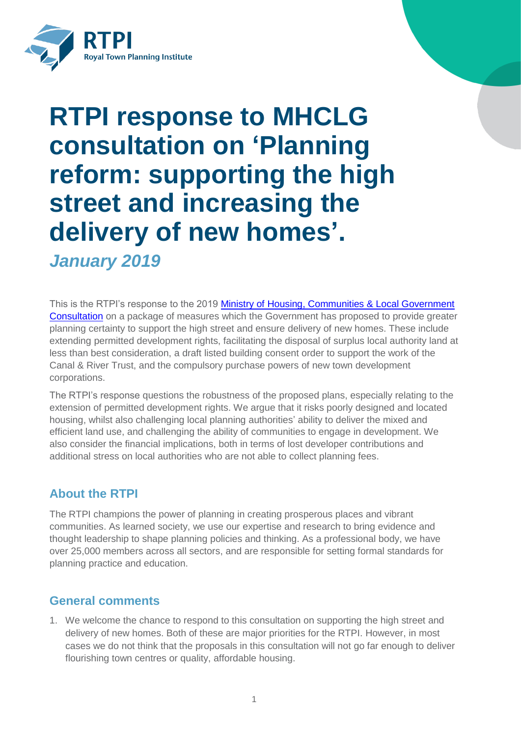# RTPI response to MHCLG consultation on 'Planning reform: supporting the high street and increasing the delivery of new homes'.

*January 2019*

This is the RTPI's response to the 2019 [Ministry of Housing, Communities & Local Government Consultation] on a package of measures which the Government has proposed to provide greater planning certainty to support the high street and ensure delivery of new homes. These include extending permitted development rights, facilitating the disposal of surplus local authority land at less than best consideration, a draft listed building consent order to support the work of the Canal & River Trust, and the compulsory purchase powers of new town development corporations.

The RTPI's response questions the robustness of the proposed plans, especially relating to the extension of permitted development rights. We argue that it risks poorly designed and located housing, whilst also challenging local planning authorities' ability to deliver the mixed and efficient land use, and challenging the ability of communities to engage in development. We also consider the financial implications, both in terms of lost developer contributions and additional stress on local authorities who are not able to collect planning fees.

## About the RTPI

The RTPI champions the power of planning in creating prosperous places and vibrant communities. As learned society, we use our expertise and research to bring evidence and thought leadership to shape planning policies and thinking. As a professional body, we have over 25,000 members across all sectors, and are responsible for setting formal standards for planning practice and education.

## General comments

1. We welcome the chance to respond to this consultation on supporting the high street and delivery of new homes. Both of these are major priorities for the RTPI. However, in most cases we do not think that the proposals in this consultation will not go far enough to deliver flourishing town centres or quality, affordable housing.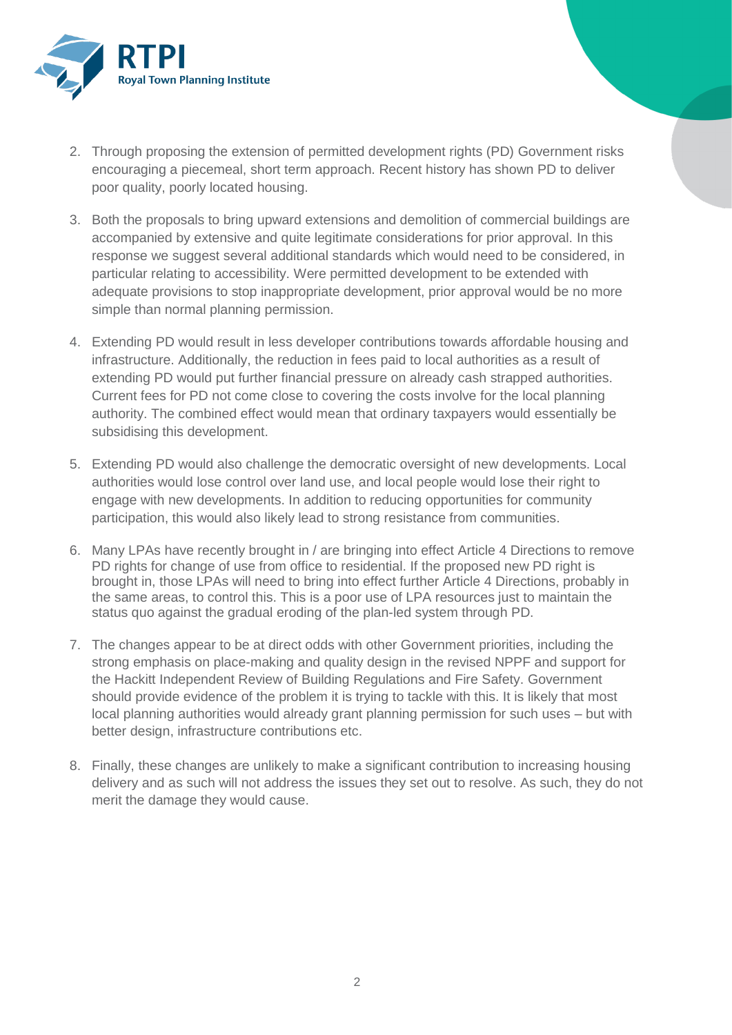2. Through proposing the extension of permitted development rights (PD) Government risks encouraging a piecemeal, short term approach. Recent history has shown PD to deliver poor quality, poorly located housing.

3. Both the proposals to bring upward extensions and demolition of commercial buildings are accompanied by extensive and quite legitimate considerations for prior approval. In this response we suggest several additional standards which would need to be considered, in particular relating to accessibility. Were permitted development to be extended with adequate provisions to stop inappropriate development, prior approval would be no more simple than normal planning permission.

4. Extending PD would result in less developer contributions towards affordable housing and infrastructure. Additionally, the reduction in fees paid to local authorities as a result of extending PD would put further financial pressure on already cash strapped authorities. Current fees for PD not come close to covering the costs involve for the local planning authority. The combined effect would mean that ordinary taxpayers would essentially be subsidising this development.

5. Extending PD would also challenge the democratic oversight of new developments. Local authorities would lose control over land use, and local people would lose their right to engage with new developments. In addition to reducing opportunities for community participation, this would also likely lead to strong resistance from communities.

6. Many LPAs have recently brought in / are bringing into effect Article 4 Directions to remove PD rights for change of use from office to residential. If the proposed new PD right is brought in, those LPAs will need to bring into effect further Article 4 Directions, probably in the same areas, to control this. This is a poor use of LPA resources just to maintain the status quo against the gradual eroding of the plan-led system through PD.

7. The changes appear to be at direct odds with other Government priorities, including the strong emphasis on place-making and quality design in the revised NPPF and support for the Hackitt Independent Review of Building Regulations and Fire Safety. Government should provide evidence of the problem it is trying to tackle with this. It is likely that most local planning authorities would already grant planning permission for such uses – but with better design, infrastructure contributions etc.

8. Finally, these changes are unlikely to make a significant contribution to increasing housing delivery and as such will not address the issues they set out to resolve. As such, they do not merit the damage they would cause.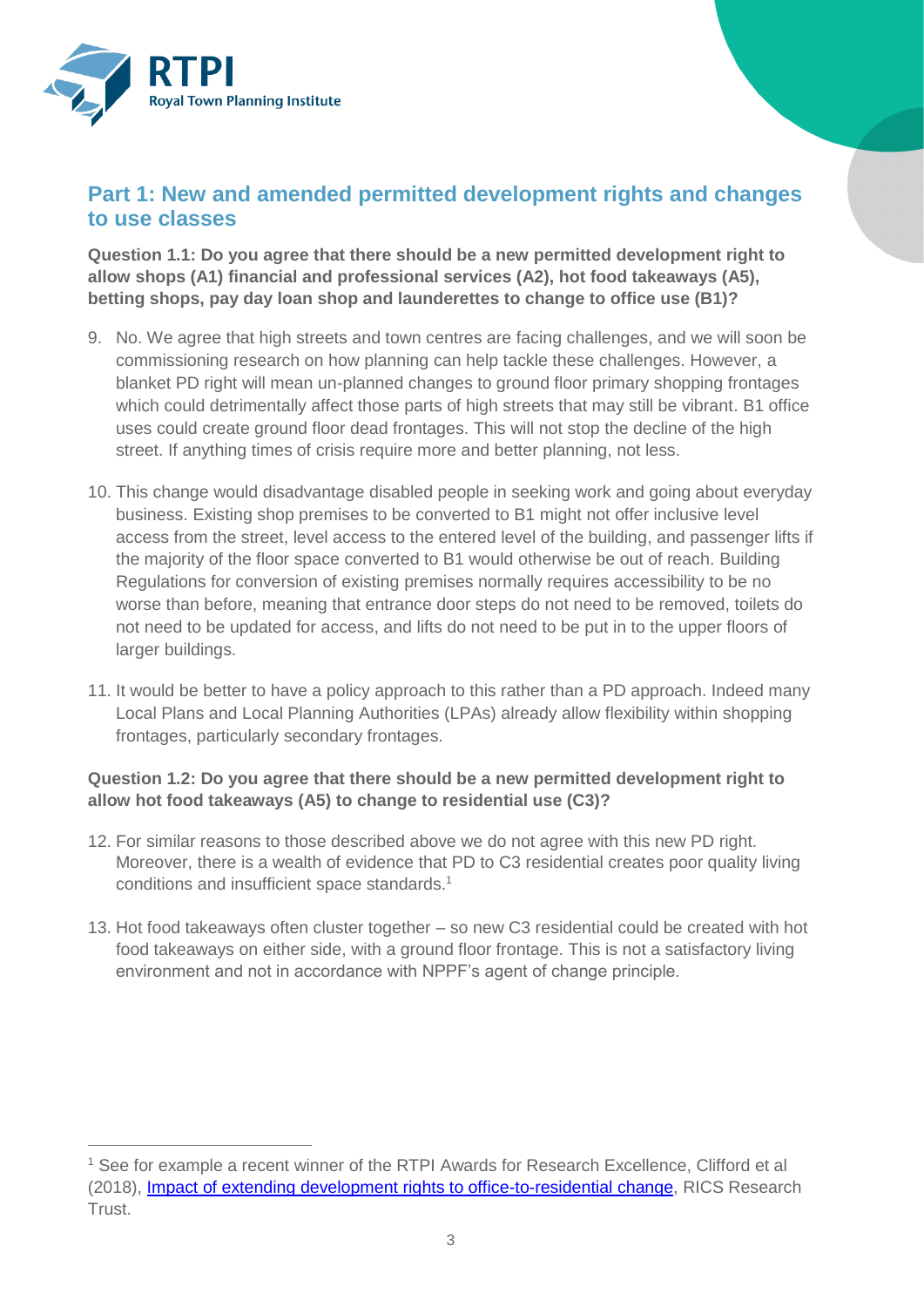## Part 1: New and amended permitted development rights and changes to use classes

**Question 1.1: Do you agree that there should be a new permitted development right to allow shops (A1) financial and professional services (A2), hot food takeaways (A5), betting shops, pay day loan shop and launderettes to change to office use (B1)?**

9. No. We agree that high streets and town centres are facing challenges, and we will soon be commissioning research on how planning can help tackle these challenges. However, a blanket PD right will mean un-planned changes to ground floor primary shopping frontages which could detrimentally affect those parts of high streets that may still be vibrant. B1 office uses could create ground floor dead frontages. This will not stop the decline of the high street. If anything times of crisis require more and better planning, not less.

10. This change would disadvantage disabled people in seeking work and going about everyday business. Existing shop premises to be converted to B1 might not offer inclusive level access from the street, level access to the entered level of the building, and passenger lifts if the majority of the floor space converted to B1 would otherwise be out of reach. Building Regulations for conversion of existing premises normally requires accessibility to be no worse than before, meaning that entrance door steps do not need to be removed, toilets do not need to be updated for access, and lifts do not need to be put in to the upper floors of larger buildings.

11. It would be better to have a policy approach to this rather than a PD approach. Indeed many Local Plans and Local Planning Authorities (LPAs) already allow flexibility within shopping frontages, particularly secondary frontages.

**Question 1.2: Do you agree that there should be a new permitted development right to allow hot food takeaways (A5) to change to residential use (C3)?**

12. For similar reasons to those described above we do not agree with this new PD right. Moreover, there is a wealth of evidence that PD to C3 residential creates poor quality living conditions and insufficient space standards.[1]

13. Hot food takeaways often cluster together – so new C3 residential could be created with hot food takeaways on either side, with a ground floor frontage. This is not a satisfactory living environment and not in accordance with NPPF's agent of change principle.

---

[1] See for example a recent winner of the RTPI Awards for Research Excellence, Clifford et al (2018), Impact of extending development rights to office-to-residential change, RICS Research Trust.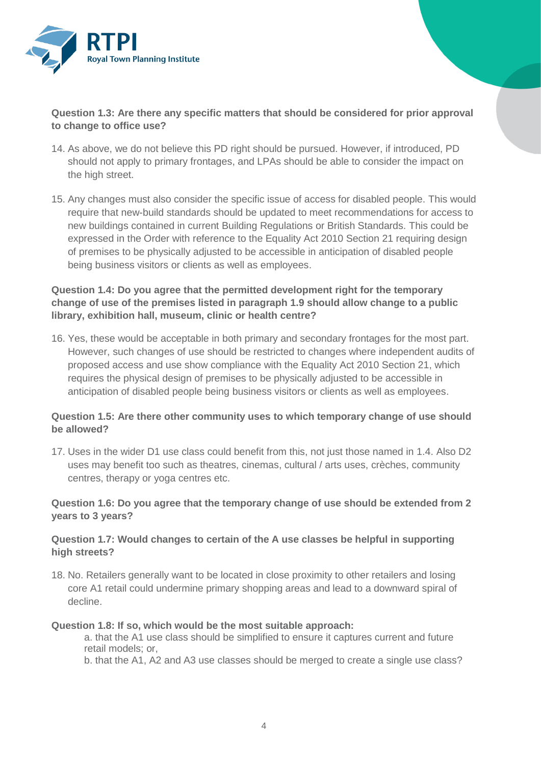**Question 1.3: Are there any specific matters that should be considered for prior approval to change to office use?**

14. As above, we do not believe this PD right should be pursued. However, if introduced, PD should not apply to primary frontages, and LPAs should be able to consider the impact on the high street.

15. Any changes must also consider the specific issue of access for disabled people. This would require that new-build standards should be updated to meet recommendations for access to new buildings contained in current Building Regulations or British Standards. This could be expressed in the Order with reference to the Equality Act 2010 Section 21 requiring design of premises to be physically adjusted to be accessible in anticipation of disabled people being business visitors or clients as well as employees.

**Question 1.4: Do you agree that the permitted development right for the temporary change of use of the premises listed in paragraph 1.9 should allow change to a public library, exhibition hall, museum, clinic or health centre?**

16. Yes, these would be acceptable in both primary and secondary frontages for the most part. However, such changes of use should be restricted to changes where independent audits of proposed access and use show compliance with the Equality Act 2010 Section 21, which requires the physical design of premises to be physically adjusted to be accessible in anticipation of disabled people being business visitors or clients as well as employees.

**Question 1.5: Are there other community uses to which temporary change of use should be allowed?**

17. Uses in the wider D1 use class could benefit from this, not just those named in 1.4. Also D2 uses may benefit too such as theatres, cinemas, cultural / arts uses, crèches, community centres, therapy or yoga centres etc.

**Question 1.6: Do you agree that the temporary change of use should be extended from 2 years to 3 years?**

**Question 1.7: Would changes to certain of the A use classes be helpful in supporting high streets?**

18. No. Retailers generally want to be located in close proximity to other retailers and losing core A1 retail could undermine primary shopping areas and lead to a downward spiral of decline.

**Question 1.8: If so, which would be the most suitable approach:**

a. that the A1 use class should be simplified to ensure it captures current and future retail models; or,

b. that the A1, A2 and A3 use classes should be merged to create a single use class?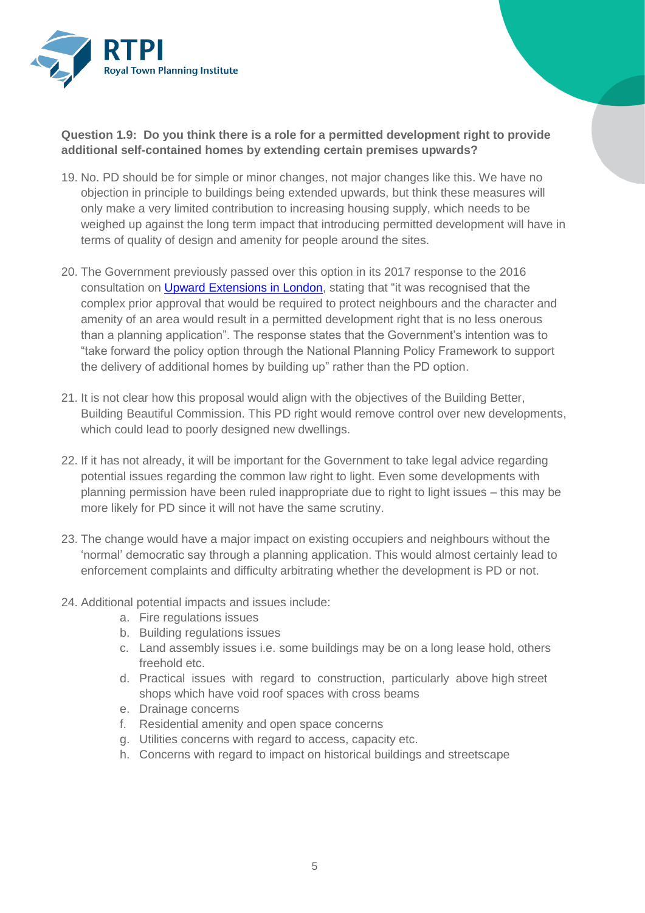**Question 1.9: Do you think there is a role for a permitted development right to provide additional self-contained homes by extending certain premises upwards?**

19. No. PD should be for simple or minor changes, not major changes like this. We have no objection in principle to buildings being extended upwards, but think these measures will only make a very limited contribution to increasing housing supply, which needs to be weighed up against the long term impact that introducing permitted development will have in terms of quality of design and amenity for people around the sites.

20. The Government previously passed over this option in its 2017 response to the 2016 consultation on Upward Extensions in London, stating that "it was recognised that the complex prior approval that would be required to protect neighbours and the character and amenity of an area would result in a permitted development right that is no less onerous than a planning application". The response states that the Government's intention was to "take forward the policy option through the National Planning Policy Framework to support the delivery of additional homes by building up" rather than the PD option.

21. It is not clear how this proposal would align with the objectives of the Building Better, Building Beautiful Commission. This PD right would remove control over new developments, which could lead to poorly designed new dwellings.

22. If it has not already, it will be important for the Government to take legal advice regarding potential issues regarding the common law right to light. Even some developments with planning permission have been ruled inappropriate due to right to light issues – this may be more likely for PD since it will not have the same scrutiny.

23. The change would have a major impact on existing occupiers and neighbours without the 'normal' democratic say through a planning application. This would almost certainly lead to enforcement complaints and difficulty arbitrating whether the development is PD or not.

24. Additional potential impacts and issues include:
    a. Fire regulations issues
    b. Building regulations issues
    c. Land assembly issues i.e. some buildings may be on a long lease hold, others freehold etc.
    d. Practical issues with regard to construction, particularly above high street shops which have void roof spaces with cross beams
    e. Drainage concerns
    f. Residential amenity and open space concerns
    g. Utilities concerns with regard to access, capacity etc.
    h. Concerns with regard to impact on historical buildings and streetscape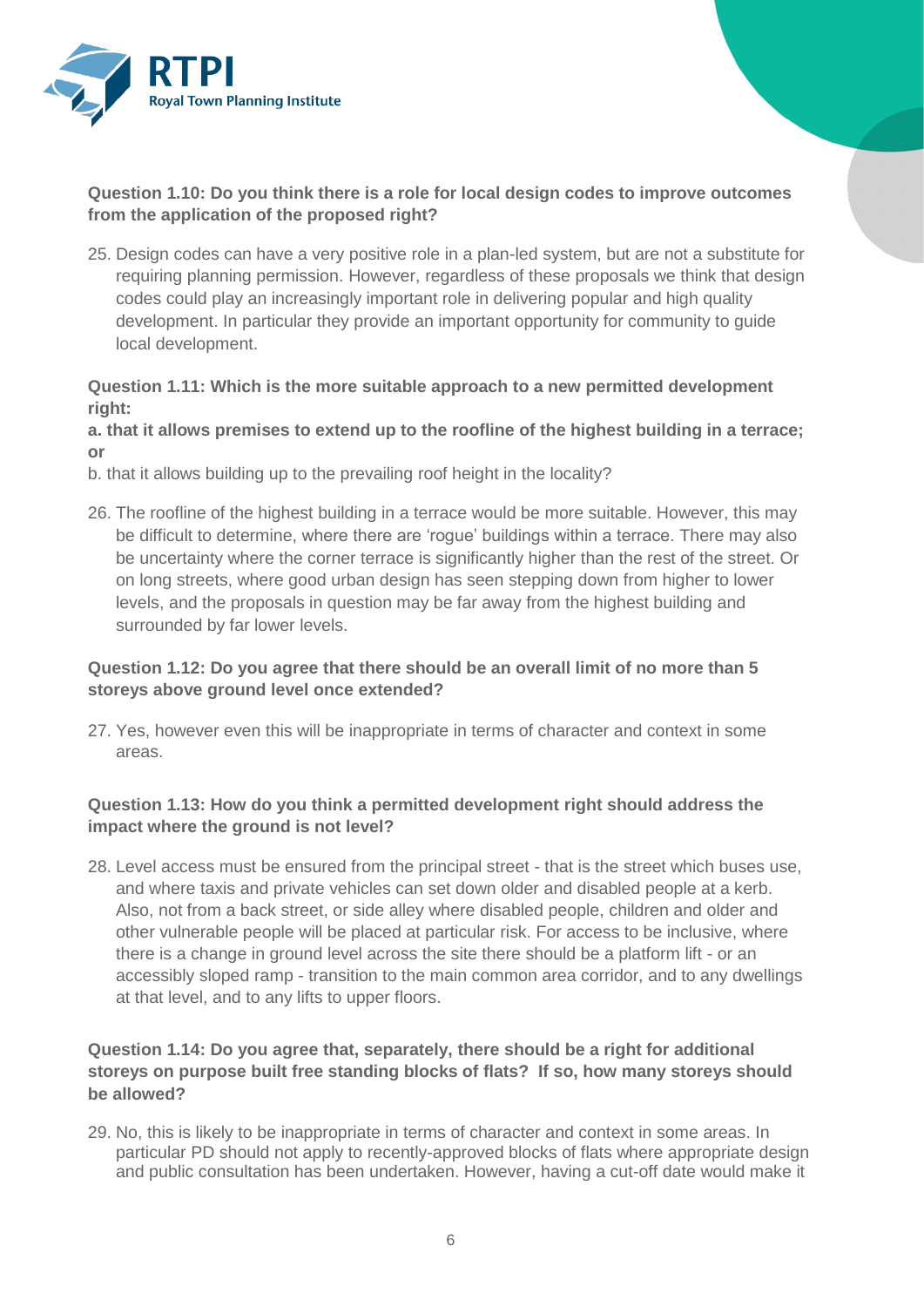**Question 1.10: Do you think there is a role for local design codes to improve outcomes from the application of the proposed right?**

25. Design codes can have a very positive role in a plan-led system, but are not a substitute for requiring planning permission. However, regardless of these proposals we think that design codes could play an increasingly important role in delivering popular and high quality development. In particular they provide an important opportunity for community to guide local development.

**Question 1.11: Which is the more suitable approach to a new permitted development right:**

**a. that it allows premises to extend up to the roofline of the highest building in a terrace; or**

b. that it allows building up to the prevailing roof height in the locality?

26. The roofline of the highest building in a terrace would be more suitable. However, this may be difficult to determine, where there are 'rogue' buildings within a terrace. There may also be uncertainty where the corner terrace is significantly higher than the rest of the street. Or on long streets, where good urban design has seen stepping down from higher to lower levels, and the proposals in question may be far away from the highest building and surrounded by far lower levels.

**Question 1.12: Do you agree that there should be an overall limit of no more than 5 storeys above ground level once extended?**

27. Yes, however even this will be inappropriate in terms of character and context in some areas.

**Question 1.13: How do you think a permitted development right should address the impact where the ground is not level?**

28. Level access must be ensured from the principal street - that is the street which buses use, and where taxis and private vehicles can set down older and disabled people at a kerb. Also, not from a back street, or side alley where disabled people, children and older and other vulnerable people will be placed at particular risk. For access to be inclusive, where there is a change in ground level across the site there should be a platform lift - or an accessibly sloped ramp - transition to the main common area corridor, and to any dwellings at that level, and to any lifts to upper floors.

**Question 1.14: Do you agree that, separately, there should be a right for additional storeys on purpose built free standing blocks of flats? If so, how many storeys should be allowed?**

29. No, this is likely to be inappropriate in terms of character and context in some areas. In particular PD should not apply to recently-approved blocks of flats where appropriate design and public consultation has been undertaken. However, having a cut-off date would make it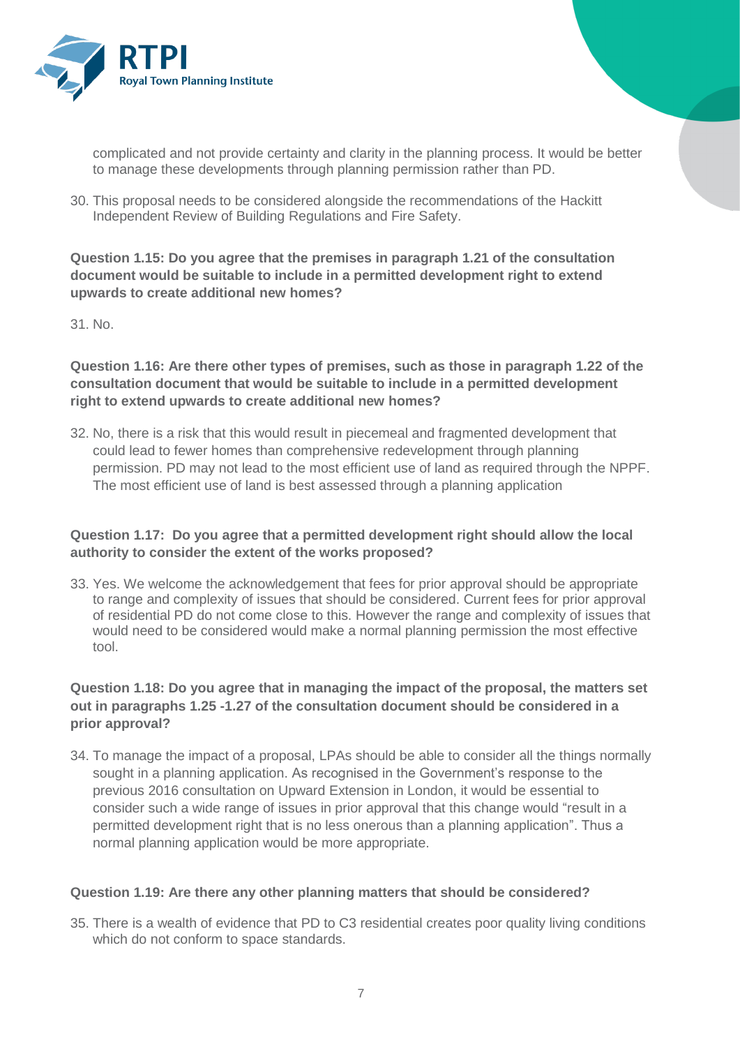complicated and not provide certainty and clarity in the planning process. It would be better to manage these developments through planning permission rather than PD.

30. This proposal needs to be considered alongside the recommendations of the Hackitt Independent Review of Building Regulations and Fire Safety.

**Question 1.15: Do you agree that the premises in paragraph 1.21 of the consultation document would be suitable to include in a permitted development right to extend upwards to create additional new homes?**

31. No.

**Question 1.16: Are there other types of premises, such as those in paragraph 1.22 of the consultation document that would be suitable to include in a permitted development right to extend upwards to create additional new homes?**

32. No, there is a risk that this would result in piecemeal and fragmented development that could lead to fewer homes than comprehensive redevelopment through planning permission. PD may not lead to the most efficient use of land as required through the NPPF. The most efficient use of land is best assessed through a planning application

**Question 1.17: Do you agree that a permitted development right should allow the local authority to consider the extent of the works proposed?**

33. Yes. We welcome the acknowledgement that fees for prior approval should be appropriate to range and complexity of issues that should be considered. Current fees for prior approval of residential PD do not come close to this. However the range and complexity of issues that would need to be considered would make a normal planning permission the most effective tool.

**Question 1.18: Do you agree that in managing the impact of the proposal, the matters set out in paragraphs 1.25 -1.27 of the consultation document should be considered in a prior approval?**

34. To manage the impact of a proposal, LPAs should be able to consider all the things normally sought in a planning application. As recognised in the Government's response to the previous 2016 consultation on Upward Extension in London, it would be essential to consider such a wide range of issues in prior approval that this change would "result in a permitted development right that is no less onerous than a planning application". Thus a normal planning application would be more appropriate.

**Question 1.19: Are there any other planning matters that should be considered?**

35. There is a wealth of evidence that PD to C3 residential creates poor quality living conditions which do not conform to space standards.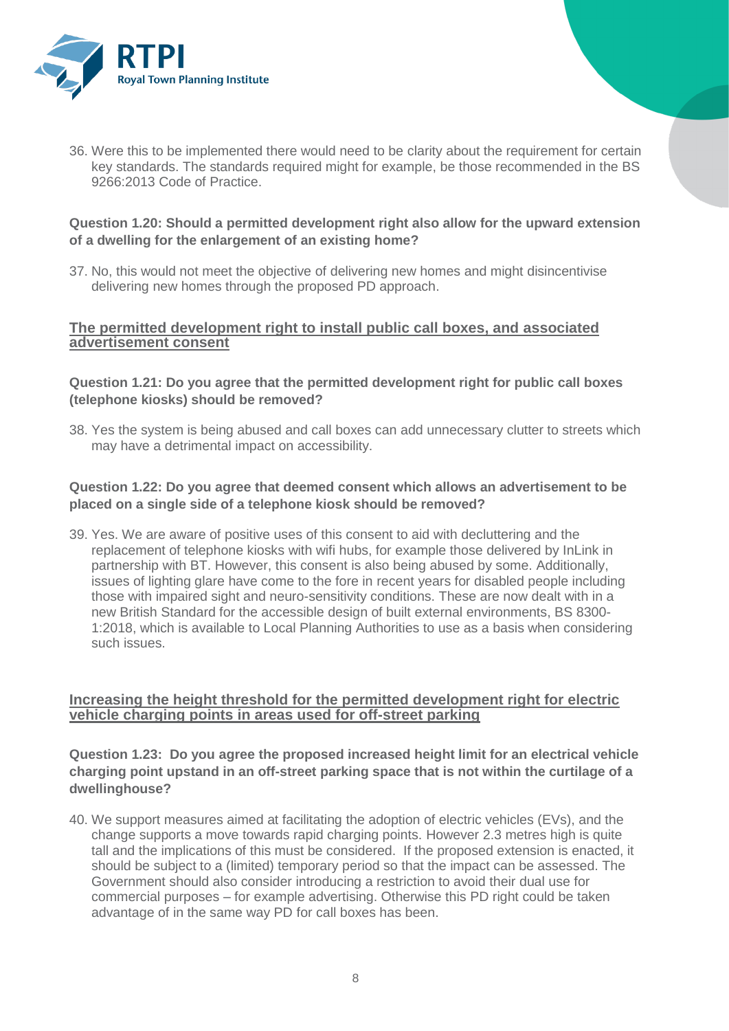36. Were this to be implemented there would need to be clarity about the requirement for certain key standards. The standards required might for example, be those recommended in the BS 9266:2013 Code of Practice.

**Question 1.20: Should a permitted development right also allow for the upward extension of a dwelling for the enlargement of an existing home?**

37. No, this would not meet the objective of delivering new homes and might disincentivise delivering new homes through the proposed PD approach.

## The permitted development right to install public call boxes, and associated advertisement consent

**Question 1.21: Do you agree that the permitted development right for public call boxes (telephone kiosks) should be removed?**

38. Yes the system is being abused and call boxes can add unnecessary clutter to streets which may have a detrimental impact on accessibility.

**Question 1.22: Do you agree that deemed consent which allows an advertisement to be placed on a single side of a telephone kiosk should be removed?**

39. Yes. We are aware of positive uses of this consent to aid with decluttering and the replacement of telephone kiosks with wifi hubs, for example those delivered by InLink in partnership with BT. However, this consent is also being abused by some. Additionally, issues of lighting glare have come to the fore in recent years for disabled people including those with impaired sight and neuro-sensitivity conditions. These are now dealt with in a new British Standard for the accessible design of built external environments, BS 8300-1:2018, which is available to Local Planning Authorities to use as a basis when considering such issues.

## Increasing the height threshold for the permitted development right for electric vehicle charging points in areas used for off-street parking

**Question 1.23: Do you agree the proposed increased height limit for an electrical vehicle charging point upstand in an off-street parking space that is not within the curtilage of a dwellinghouse?**

40. We support measures aimed at facilitating the adoption of electric vehicles (EVs), and the change supports a move towards rapid charging points. However 2.3 metres high is quite tall and the implications of this must be considered. If the proposed extension is enacted, it should be subject to a (limited) temporary period so that the impact can be assessed. The Government should also consider introducing a restriction to avoid their dual use for commercial purposes – for example advertising. Otherwise this PD right could be taken advantage of in the same way PD for call boxes has been.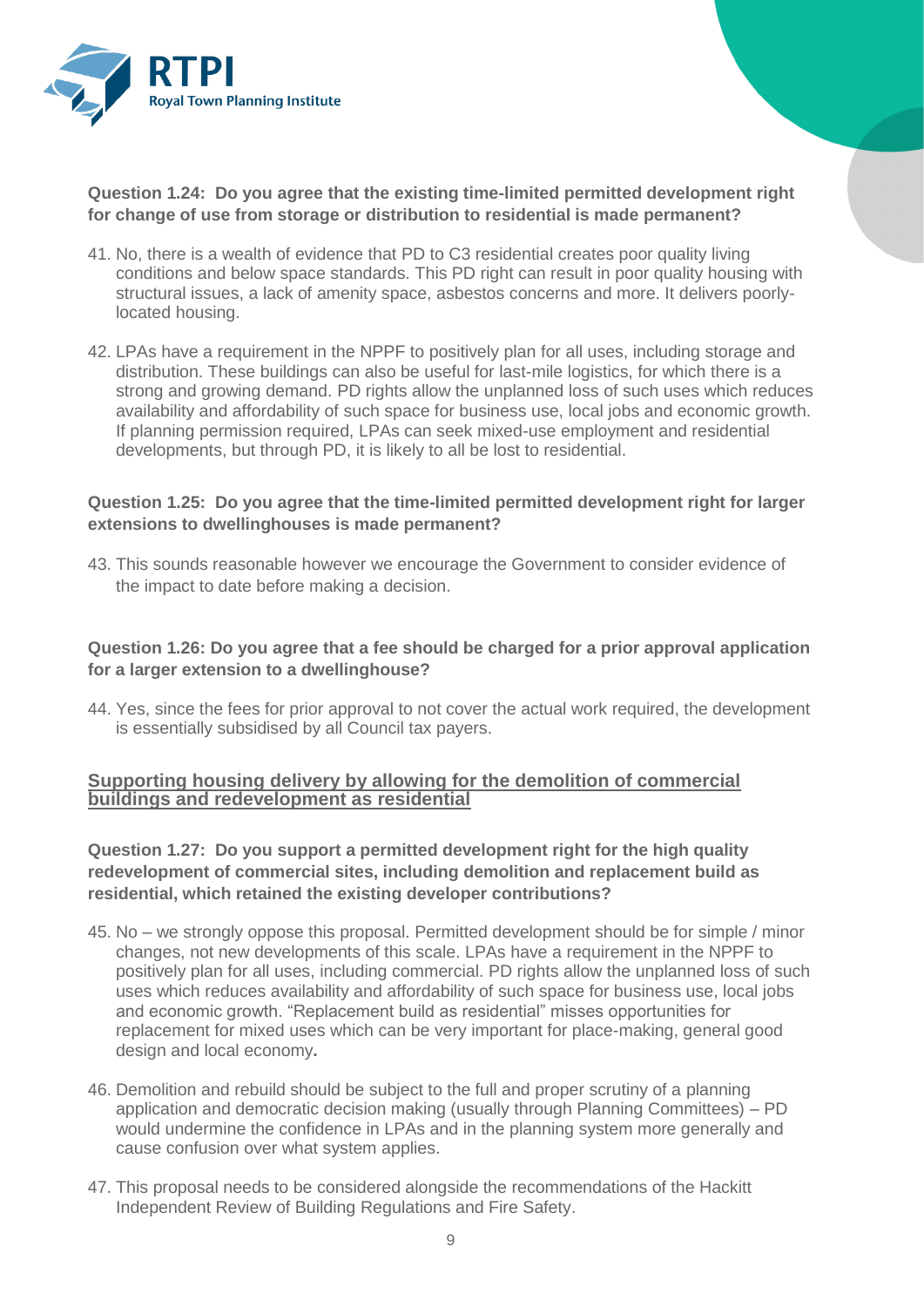**Question 1.24: Do you agree that the existing time-limited permitted development right for change of use from storage or distribution to residential is made permanent?**

41. No, there is a wealth of evidence that PD to C3 residential creates poor quality living conditions and below space standards. This PD right can result in poor quality housing with structural issues, a lack of amenity space, asbestos concerns and more. It delivers poorly-located housing.

42. LPAs have a requirement in the NPPF to positively plan for all uses, including storage and distribution. These buildings can also be useful for last-mile logistics, for which there is a strong and growing demand. PD rights allow the unplanned loss of such uses which reduces availability and affordability of such space for business use, local jobs and economic growth. If planning permission required, LPAs can seek mixed-use employment and residential developments, but through PD, it is likely to all be lost to residential.

**Question 1.25: Do you agree that the time-limited permitted development right for larger extensions to dwellinghouses is made permanent?**

43. This sounds reasonable however we encourage the Government to consider evidence of the impact to date before making a decision.

**Question 1.26: Do you agree that a fee should be charged for a prior approval application for a larger extension to a dwellinghouse?**

44. Yes, since the fees for prior approval to not cover the actual work required, the development is essentially subsidised by all Council tax payers.

## Supporting housing delivery by allowing for the demolition of commercial buildings and redevelopment as residential

**Question 1.27: Do you support a permitted development right for the high quality redevelopment of commercial sites, including demolition and replacement build as residential, which retained the existing developer contributions?**

45. No – we strongly oppose this proposal. Permitted development should be for simple / minor changes, not new developments of this scale. LPAs have a requirement in the NPPF to positively plan for all uses, including commercial. PD rights allow the unplanned loss of such uses which reduces availability and affordability of such space for business use, local jobs and economic growth. "Replacement build as residential" misses opportunities for replacement for mixed uses which can be very important for place-making, general good design and local economy**.**

46. Demolition and rebuild should be subject to the full and proper scrutiny of a planning application and democratic decision making (usually through Planning Committees) – PD would undermine the confidence in LPAs and in the planning system more generally and cause confusion over what system applies.

47. This proposal needs to be considered alongside the recommendations of the Hackitt Independent Review of Building Regulations and Fire Safety.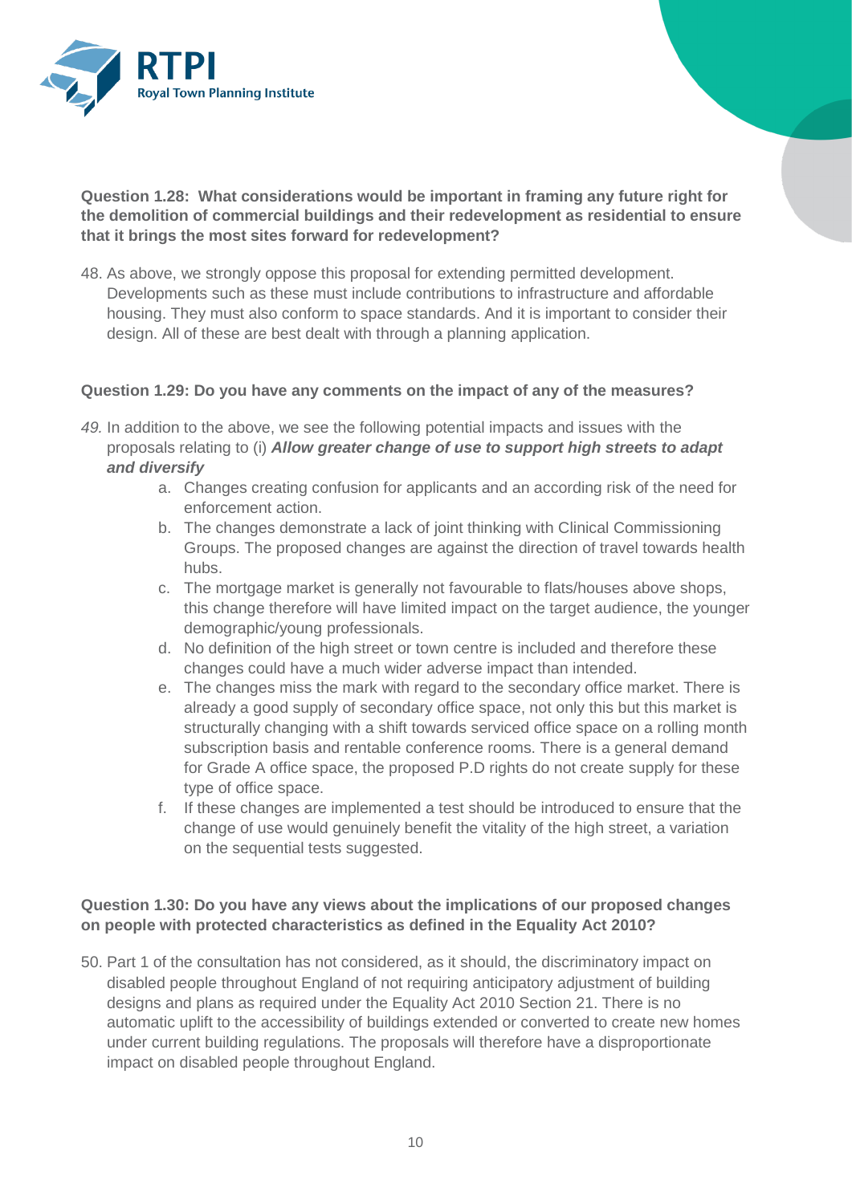**Question 1.28: What considerations would be important in framing any future right for the demolition of commercial buildings and their redevelopment as residential to ensure that it brings the most sites forward for redevelopment?**

48. As above, we strongly oppose this proposal for extending permitted development. Developments such as these must include contributions to infrastructure and affordable housing. They must also conform to space standards. And it is important to consider their design. All of these are best dealt with through a planning application.

**Question 1.29: Do you have any comments on the impact of any of the measures?**

*49.* In addition to the above, we see the following potential impacts and issues with the proposals relating to (i) ***Allow greater change of use to support high streets to adapt and diversify***

   a. Changes creating confusion for applicants and an according risk of the need for enforcement action.
   b. The changes demonstrate a lack of joint thinking with Clinical Commissioning Groups. The proposed changes are against the direction of travel towards health hubs.
   c. The mortgage market is generally not favourable to flats/houses above shops, this change therefore will have limited impact on the target audience, the younger demographic/young professionals.
   d. No definition of the high street or town centre is included and therefore these changes could have a much wider adverse impact than intended.
   e. The changes miss the mark with regard to the secondary office market. There is already a good supply of secondary office space, not only this but this market is structurally changing with a shift towards serviced office space on a rolling month subscription basis and rentable conference rooms. There is a general demand for Grade A office space, the proposed P.D rights do not create supply for these type of office space.
   f. If these changes are implemented a test should be introduced to ensure that the change of use would genuinely benefit the vitality of the high street, a variation on the sequential tests suggested.

**Question 1.30: Do you have any views about the implications of our proposed changes on people with protected characteristics as defined in the Equality Act 2010?**

50. Part 1 of the consultation has not considered, as it should, the discriminatory impact on disabled people throughout England of not requiring anticipatory adjustment of building designs and plans as required under the Equality Act 2010 Section 21. There is no automatic uplift to the accessibility of buildings extended or converted to create new homes under current building regulations. The proposals will therefore have a disproportionate impact on disabled people throughout England.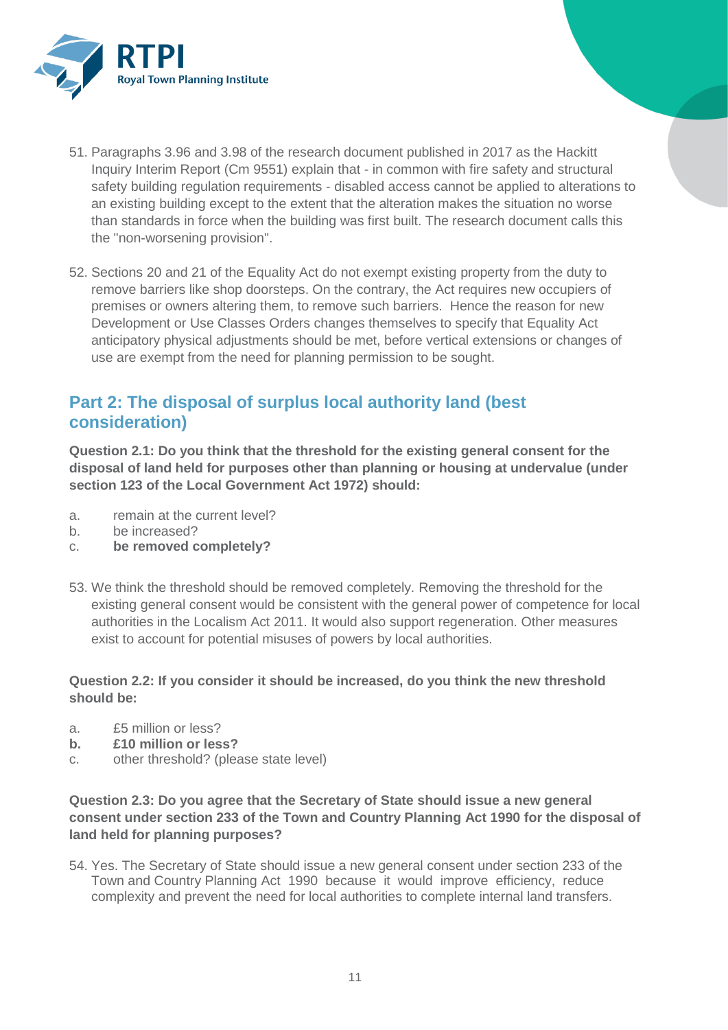51. Paragraphs 3.96 and 3.98 of the research document published in 2017 as the Hackitt Inquiry Interim Report (Cm 9551) explain that - in common with fire safety and structural safety building regulation requirements - disabled access cannot be applied to alterations to an existing building except to the extent that the alteration makes the situation no worse than standards in force when the building was first built. The research document calls this the "non-worsening provision".

52. Sections 20 and 21 of the Equality Act do not exempt existing property from the duty to remove barriers like shop doorsteps. On the contrary, the Act requires new occupiers of premises or owners altering them, to remove such barriers. Hence the reason for new Development or Use Classes Orders changes themselves to specify that Equality Act anticipatory physical adjustments should be met, before vertical extensions or changes of use are exempt from the need for planning permission to be sought.

## Part 2: The disposal of surplus local authority land (best consideration)

**Question 2.1: Do you think that the threshold for the existing general consent for the disposal of land held for purposes other than planning or housing at undervalue (under section 123 of the Local Government Act 1972) should:**

a. remain at the current level?
b. be increased?
c. **be removed completely?**

53. We think the threshold should be removed completely. Removing the threshold for the existing general consent would be consistent with the general power of competence for local authorities in the Localism Act 2011. It would also support regeneration. Other measures exist to account for potential misuses of powers by local authorities.

**Question 2.2: If you consider it should be increased, do you think the new threshold should be:**

a. £5 million or less?
**b. £10 million or less?**
c. other threshold? (please state level)

**Question 2.3: Do you agree that the Secretary of State should issue a new general consent under section 233 of the Town and Country Planning Act 1990 for the disposal of land held for planning purposes?**

54. Yes. The Secretary of State should issue a new general consent under section 233 of the Town and Country Planning Act 1990 because it would improve efficiency, reduce complexity and prevent the need for local authorities to complete internal land transfers.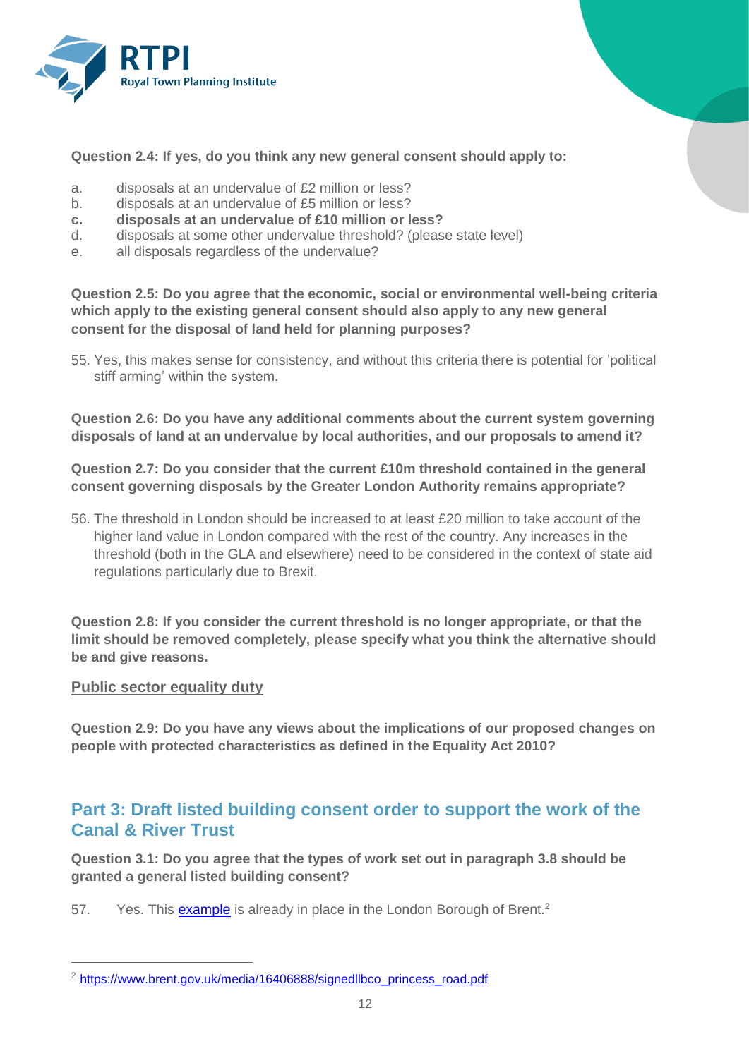**Question 2.4: If yes, do you think any new general consent should apply to:**

a. disposals at an undervalue of £2 million or less?
b. disposals at an undervalue of £5 million or less?
**c. disposals at an undervalue of £10 million or less?**
d. disposals at some other undervalue threshold? (please state level)
e. all disposals regardless of the undervalue?

**Question 2.5: Do you agree that the economic, social or environmental well-being criteria which apply to the existing general consent should also apply to any new general consent for the disposal of land held for planning purposes?**

55. Yes, this makes sense for consistency, and without this criteria there is potential for 'political stiff arming' within the system.

**Question 2.6: Do you have any additional comments about the current system governing disposals of land at an undervalue by local authorities, and our proposals to amend it?**

**Question 2.7: Do you consider that the current £10m threshold contained in the general consent governing disposals by the Greater London Authority remains appropriate?**

56. The threshold in London should be increased to at least £20 million to take account of the higher land value in London compared with the rest of the country. Any increases in the threshold (both in the GLA and elsewhere) need to be considered in the context of state aid regulations particularly due to Brexit.

**Question 2.8: If you consider the current threshold is no longer appropriate, or that the limit should be removed completely, please specify what you think the alternative should be and give reasons.**

**Public sector equality duty**

**Question 2.9: Do you have any views about the implications of our proposed changes on people with protected characteristics as defined in the Equality Act 2010?**

## Part 3: Draft listed building consent order to support the work of the Canal & River Trust

**Question 3.1: Do you agree that the types of work set out in paragraph 3.8 should be granted a general listed building consent?**

57. Yes. This [example](https://www.brent.gov.uk/media/16406888/signedllbco_princess_road.pdf) is already in place in the London Borough of Brent.[2]

[2] https://www.brent.gov.uk/media/16406888/signedllbco_princess_road.pdf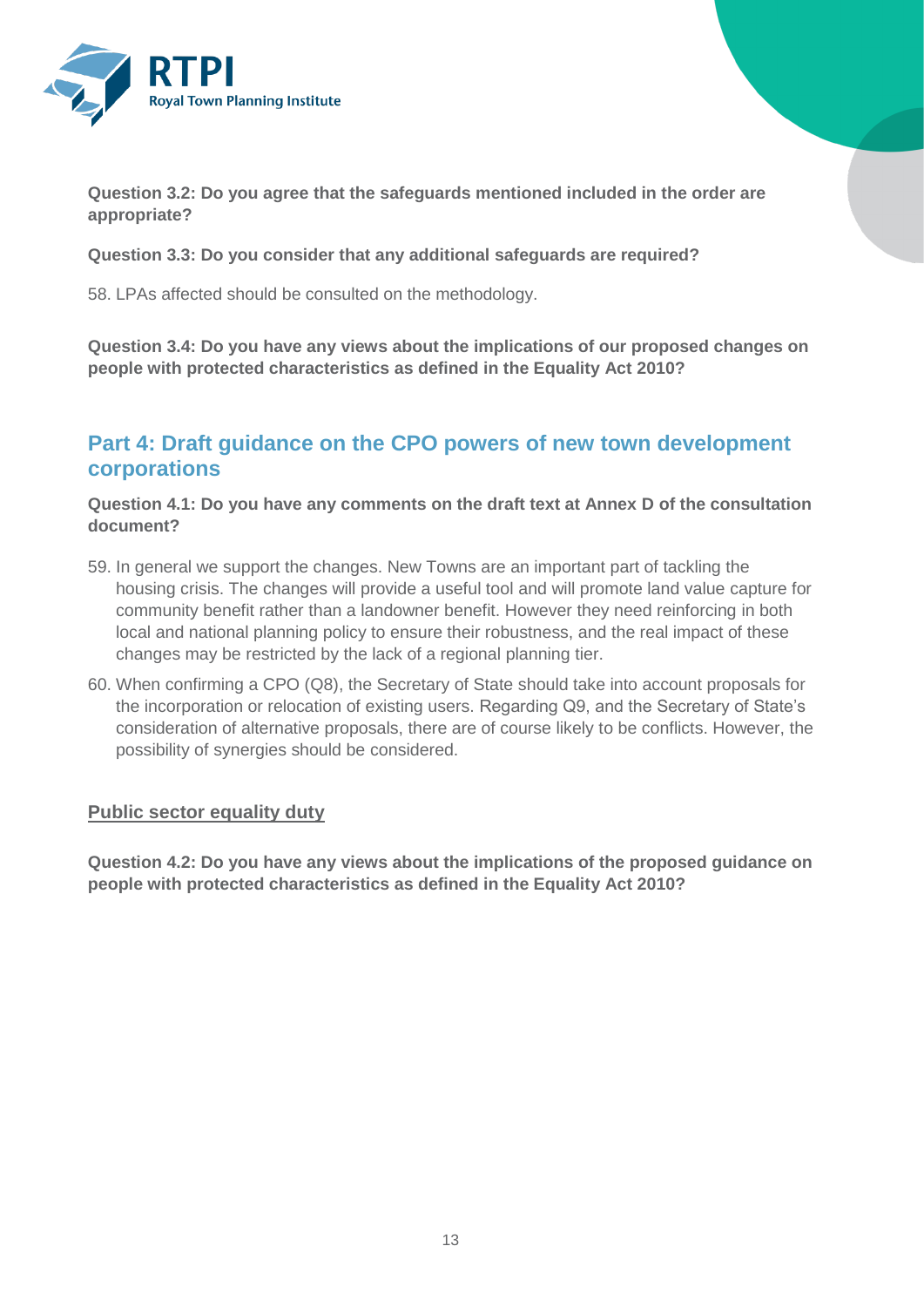**Question 3.2: Do you agree that the safeguards mentioned included in the order are appropriate?**

**Question 3.3: Do you consider that any additional safeguards are required?**

58. LPAs affected should be consulted on the methodology.

**Question 3.4: Do you have any views about the implications of our proposed changes on people with protected characteristics as defined in the Equality Act 2010?**

## Part 4: Draft guidance on the CPO powers of new town development corporations

**Question 4.1: Do you have any comments on the draft text at Annex D of the consultation document?**

59. In general we support the changes. New Towns are an important part of tackling the housing crisis. The changes will provide a useful tool and will promote land value capture for community benefit rather than a landowner benefit. However they need reinforcing in both local and national planning policy to ensure their robustness, and the real impact of these changes may be restricted by the lack of a regional planning tier.
60. When confirming a CPO (Q8), the Secretary of State should take into account proposals for the incorporation or relocation of existing users. Regarding Q9, and the Secretary of State's consideration of alternative proposals, there are of course likely to be conflicts. However, the possibility of synergies should be considered.

**Public sector equality duty**

**Question 4.2: Do you have any views about the implications of the proposed guidance on people with protected characteristics as defined in the Equality Act 2010?**